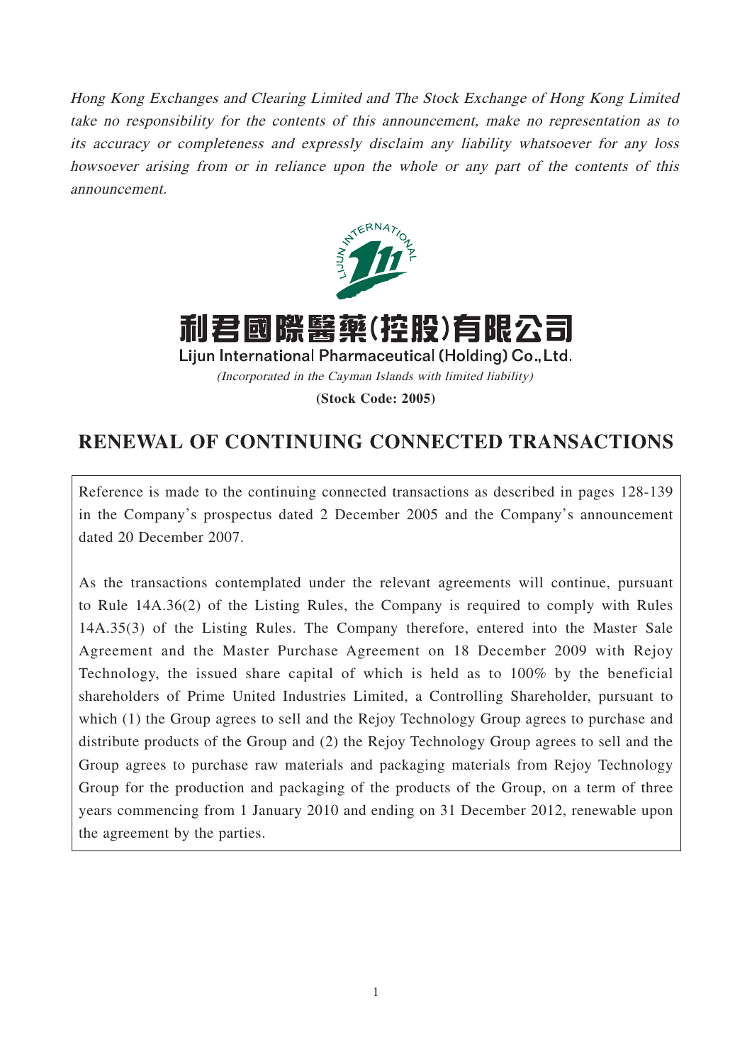*Hong Kong Exchanges and Clearing Limited and The Stock Exchange of Hong Kong Limited take no responsibility for the contents of this announcement, make no representation as to its accuracy or completeness and expressly disclaim any liability whatsoever for any loss howsoever arising from or in reliance upon the whole or any part of the contents of this announcement.*

# 利君國際醫藥(控股)有限公司

**Lijun International Pharmaceutical (Holding) Co., Ltd.**

*(Incorporated in the Cayman Islands with limited liability)*

**(Stock Code: 2005)**

# RENEWAL OF CONTINUING CONNECTED TRANSACTIONS

Reference is made to the continuing connected transactions as described in pages 128-139 in the Company's prospectus dated 2 December 2005 and the Company's announcement dated 20 December 2007.

As the transactions contemplated under the relevant agreements will continue, pursuant to Rule 14A.36(2) of the Listing Rules, the Company is required to comply with Rules 14A.35(3) of the Listing Rules. The Company therefore, entered into the Master Sale Agreement and the Master Purchase Agreement on 18 December 2009 with Rejoy Technology, the issued share capital of which is held as to 100% by the beneficial shareholders of Prime United Industries Limited, a Controlling Shareholder, pursuant to which (1) the Group agrees to sell and the Rejoy Technology Group agrees to purchase and distribute products of the Group and (2) the Rejoy Technology Group agrees to sell and the Group agrees to purchase raw materials and packaging materials from Rejoy Technology Group for the production and packaging of the products of the Group, on a term of three years commencing from 1 January 2010 and ending on 31 December 2012, renewable upon the agreement by the parties.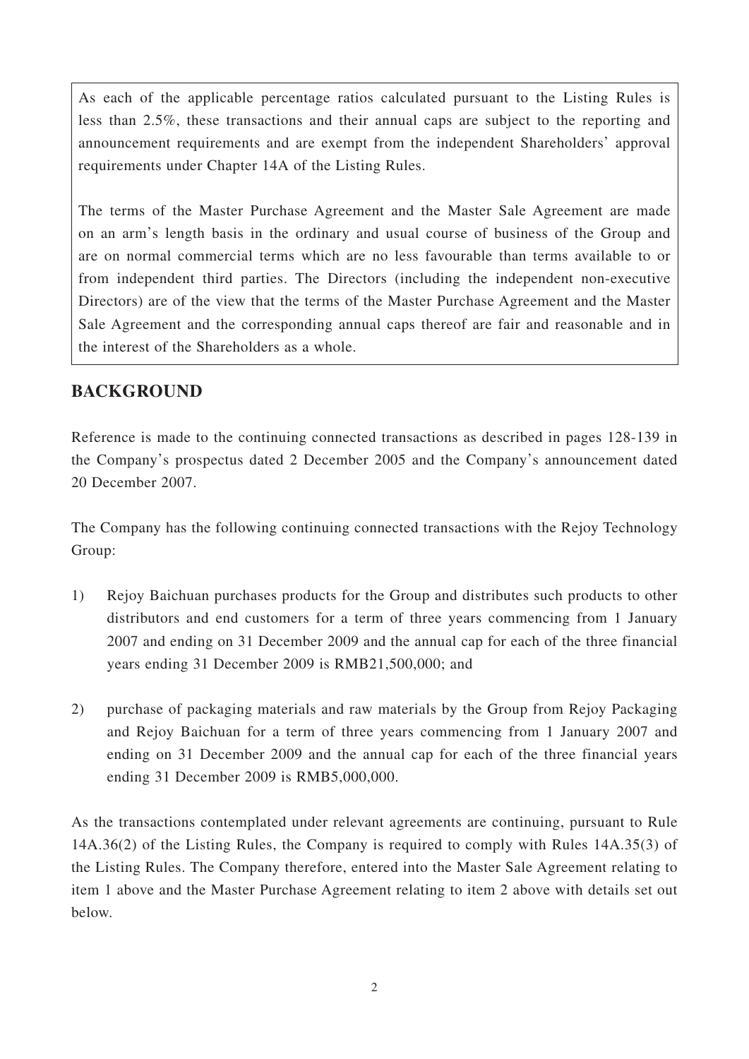As each of the applicable percentage ratios calculated pursuant to the Listing Rules is less than 2.5%, these transactions and their annual caps are subject to the reporting and announcement requirements and are exempt from the independent Shareholders' approval requirements under Chapter 14A of the Listing Rules.

The terms of the Master Purchase Agreement and the Master Sale Agreement are made on an arm's length basis in the ordinary and usual course of business of the Group and are on normal commercial terms which are no less favourable than terms available to or from independent third parties. The Directors (including the independent non-executive Directors) are of the view that the terms of the Master Purchase Agreement and the Master Sale Agreement and the corresponding annual caps thereof are fair and reasonable and in the interest of the Shareholders as a whole.

## BACKGROUND

Reference is made to the continuing connected transactions as described in pages 128-139 in the Company's prospectus dated 2 December 2005 and the Company's announcement dated 20 December 2007.

The Company has the following continuing connected transactions with the Rejoy Technology Group:

1) Rejoy Baichuan purchases products for the Group and distributes such products to other distributors and end customers for a term of three years commencing from 1 January 2007 and ending on 31 December 2009 and the annual cap for each of the three financial years ending 31 December 2009 is RMB21,500,000; and

2) purchase of packaging materials and raw materials by the Group from Rejoy Packaging and Rejoy Baichuan for a term of three years commencing from 1 January 2007 and ending on 31 December 2009 and the annual cap for each of the three financial years ending 31 December 2009 is RMB5,000,000.

As the transactions contemplated under relevant agreements are continuing, pursuant to Rule 14A.36(2) of the Listing Rules, the Company is required to comply with Rules 14A.35(3) of the Listing Rules. The Company therefore, entered into the Master Sale Agreement relating to item 1 above and the Master Purchase Agreement relating to item 2 above with details set out below.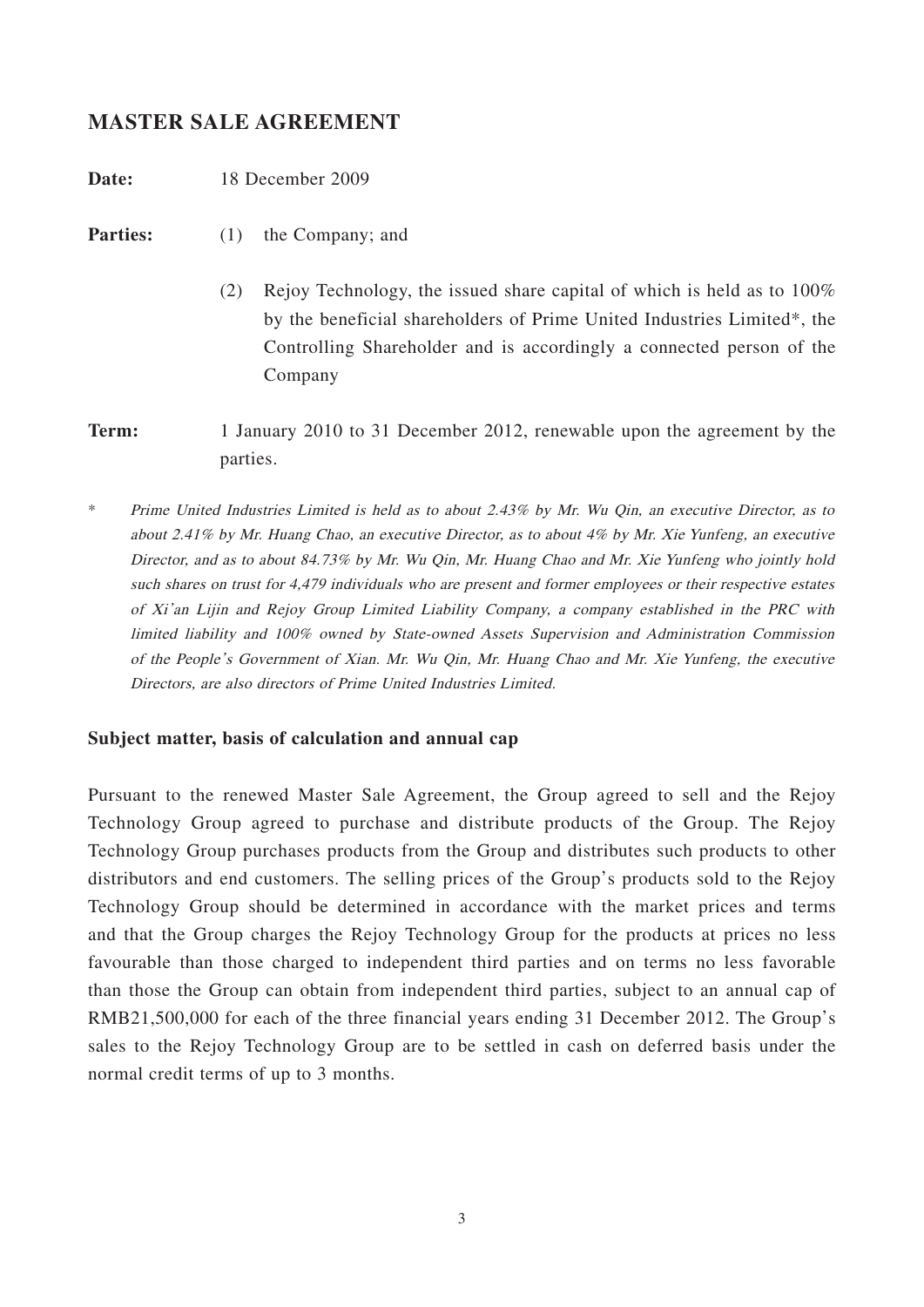## MASTER SALE AGREEMENT

**Date:** 18 December 2009

**Parties:** (1) the Company; and

(2) Rejoy Technology, the issued share capital of which is held as to 100% by the beneficial shareholders of Prime United Industries Limited*, the Controlling Shareholder and is accordingly a connected person of the Company

**Term:** 1 January 2010 to 31 December 2012, renewable upon the agreement by the parties.

\* *Prime United Industries Limited is held as to about 2.43% by Mr. Wu Qin, an executive Director, as to about 2.41% by Mr. Huang Chao, an executive Director, as to about 4% by Mr. Xie Yunfeng, an executive Director, and as to about 84.73% by Mr. Wu Qin, Mr. Huang Chao and Mr. Xie Yunfeng who jointly hold such shares on trust for 4,479 individuals who are present and former employees or their respective estates of Xi'an Lijin and Rejoy Group Limited Liability Company, a company established in the PRC with limited liability and 100% owned by State-owned Assets Supervision and Administration Commission of the People's Government of Xian. Mr. Wu Qin, Mr. Huang Chao and Mr. Xie Yunfeng, the executive Directors, are also directors of Prime United Industries Limited.*

### Subject matter, basis of calculation and annual cap

Pursuant to the renewed Master Sale Agreement, the Group agreed to sell and the Rejoy Technology Group agreed to purchase and distribute products of the Group. The Rejoy Technology Group purchases products from the Group and distributes such products to other distributors and end customers. The selling prices of the Group's products sold to the Rejoy Technology Group should be determined in accordance with the market prices and terms and that the Group charges the Rejoy Technology Group for the products at prices no less favourable than those charged to independent third parties and on terms no less favorable than those the Group can obtain from independent third parties, subject to an annual cap of RMB21,500,000 for each of the three financial years ending 31 December 2012. The Group's sales to the Rejoy Technology Group are to be settled in cash on deferred basis under the normal credit terms of up to 3 months.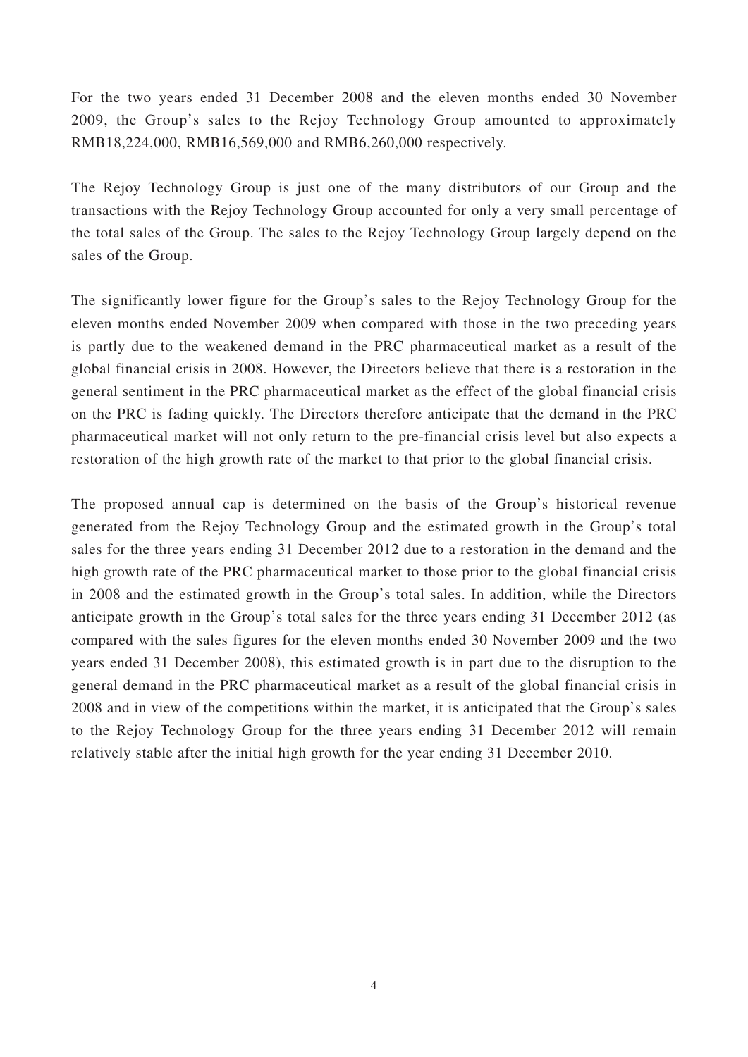For the two years ended 31 December 2008 and the eleven months ended 30 November 2009, the Group's sales to the Rejoy Technology Group amounted to approximately RMB18,224,000, RMB16,569,000 and RMB6,260,000 respectively.

The Rejoy Technology Group is just one of the many distributors of our Group and the transactions with the Rejoy Technology Group accounted for only a very small percentage of the total sales of the Group. The sales to the Rejoy Technology Group largely depend on the sales of the Group.

The significantly lower figure for the Group's sales to the Rejoy Technology Group for the eleven months ended November 2009 when compared with those in the two preceding years is partly due to the weakened demand in the PRC pharmaceutical market as a result of the global financial crisis in 2008. However, the Directors believe that there is a restoration in the general sentiment in the PRC pharmaceutical market as the effect of the global financial crisis on the PRC is fading quickly. The Directors therefore anticipate that the demand in the PRC pharmaceutical market will not only return to the pre-financial crisis level but also expects a restoration of the high growth rate of the market to that prior to the global financial crisis.

The proposed annual cap is determined on the basis of the Group's historical revenue generated from the Rejoy Technology Group and the estimated growth in the Group's total sales for the three years ending 31 December 2012 due to a restoration in the demand and the high growth rate of the PRC pharmaceutical market to those prior to the global financial crisis in 2008 and the estimated growth in the Group's total sales. In addition, while the Directors anticipate growth in the Group's total sales for the three years ending 31 December 2012 (as compared with the sales figures for the eleven months ended 30 November 2009 and the two years ended 31 December 2008), this estimated growth is in part due to the disruption to the general demand in the PRC pharmaceutical market as a result of the global financial crisis in 2008 and in view of the competitions within the market, it is anticipated that the Group's sales to the Rejoy Technology Group for the three years ending 31 December 2012 will remain relatively stable after the initial high growth for the year ending 31 December 2010.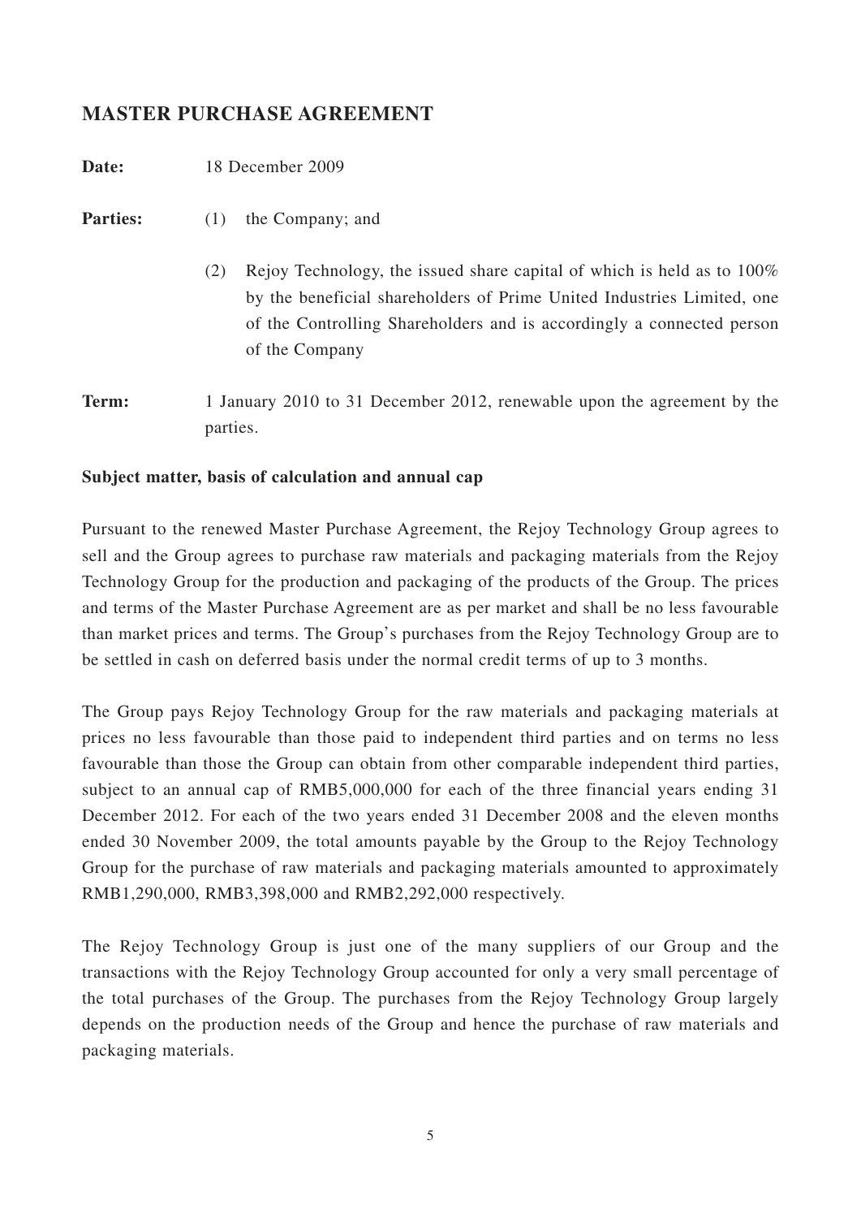## MASTER PURCHASE AGREEMENT

**Date:** 18 December 2009

**Parties:** (1) the Company; and

(2) Rejoy Technology, the issued share capital of which is held as to 100% by the beneficial shareholders of Prime United Industries Limited, one of the Controlling Shareholders and is accordingly a connected person of the Company

**Term:** 1 January 2010 to 31 December 2012, renewable upon the agreement by the parties.

**Subject matter, basis of calculation and annual cap**

Pursuant to the renewed Master Purchase Agreement, the Rejoy Technology Group agrees to sell and the Group agrees to purchase raw materials and packaging materials from the Rejoy Technology Group for the production and packaging of the products of the Group. The prices and terms of the Master Purchase Agreement are as per market and shall be no less favourable than market prices and terms. The Group's purchases from the Rejoy Technology Group are to be settled in cash on deferred basis under the normal credit terms of up to 3 months.

The Group pays Rejoy Technology Group for the raw materials and packaging materials at prices no less favourable than those paid to independent third parties and on terms no less favourable than those the Group can obtain from other comparable independent third parties, subject to an annual cap of RMB5,000,000 for each of the three financial years ending 31 December 2012. For each of the two years ended 31 December 2008 and the eleven months ended 30 November 2009, the total amounts payable by the Group to the Rejoy Technology Group for the purchase of raw materials and packaging materials amounted to approximately RMB1,290,000, RMB3,398,000 and RMB2,292,000 respectively.

The Rejoy Technology Group is just one of the many suppliers of our Group and the transactions with the Rejoy Technology Group accounted for only a very small percentage of the total purchases of the Group. The purchases from the Rejoy Technology Group largely depends on the production needs of the Group and hence the purchase of raw materials and packaging materials.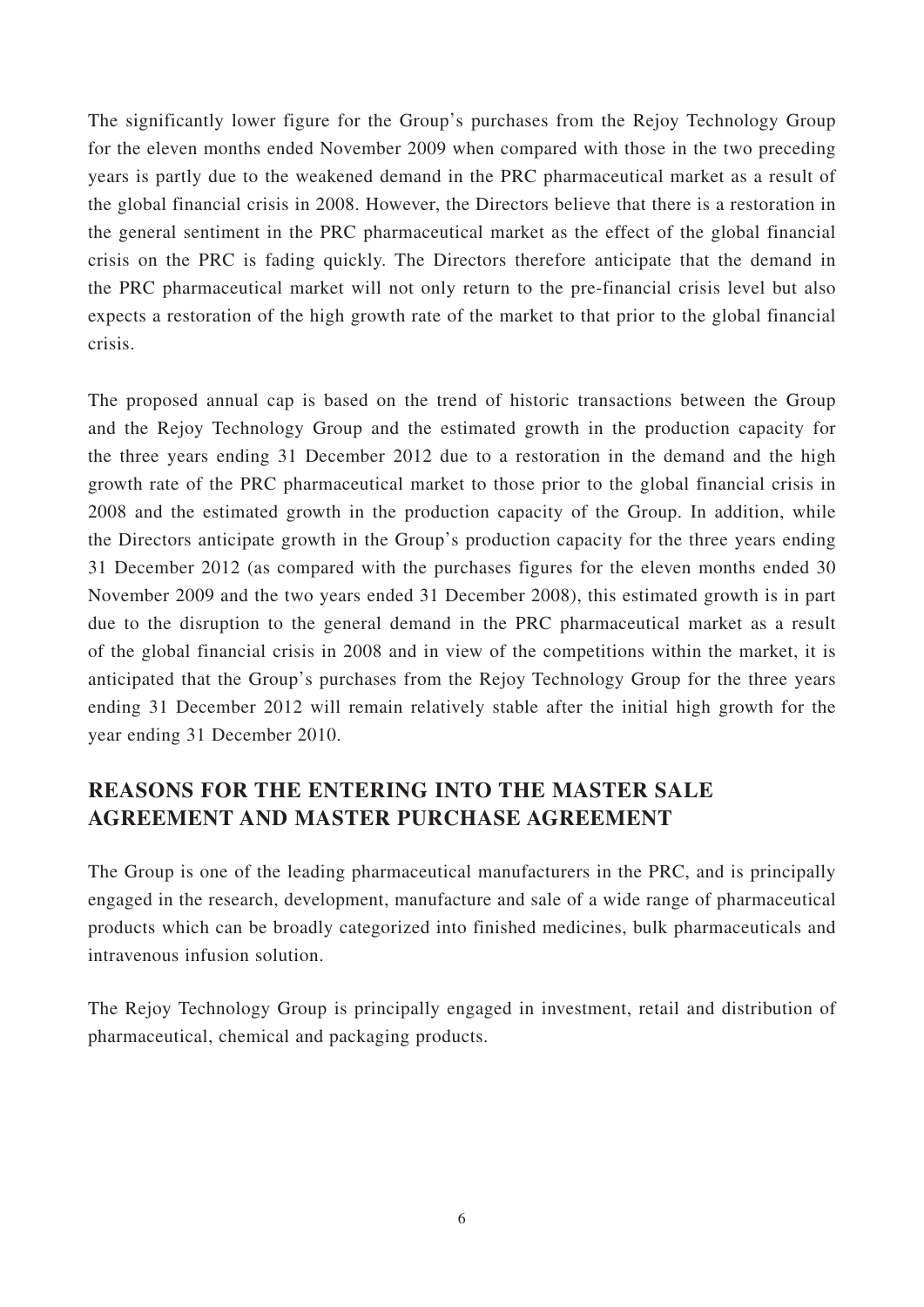The significantly lower figure for the Group's purchases from the Rejoy Technology Group for the eleven months ended November 2009 when compared with those in the two preceding years is partly due to the weakened demand in the PRC pharmaceutical market as a result of the global financial crisis in 2008. However, the Directors believe that there is a restoration in the general sentiment in the PRC pharmaceutical market as the effect of the global financial crisis on the PRC is fading quickly. The Directors therefore anticipate that the demand in the PRC pharmaceutical market will not only return to the pre-financial crisis level but also expects a restoration of the high growth rate of the market to that prior to the global financial crisis.

The proposed annual cap is based on the trend of historic transactions between the Group and the Rejoy Technology Group and the estimated growth in the production capacity for the three years ending 31 December 2012 due to a restoration in the demand and the high growth rate of the PRC pharmaceutical market to those prior to the global financial crisis in 2008 and the estimated growth in the production capacity of the Group. In addition, while the Directors anticipate growth in the Group's production capacity for the three years ending 31 December 2012 (as compared with the purchases figures for the eleven months ended 30 November 2009 and the two years ended 31 December 2008), this estimated growth is in part due to the disruption to the general demand in the PRC pharmaceutical market as a result of the global financial crisis in 2008 and in view of the competitions within the market, it is anticipated that the Group's purchases from the Rejoy Technology Group for the three years ending 31 December 2012 will remain relatively stable after the initial high growth for the year ending 31 December 2010.

## REASONS FOR THE ENTERING INTO THE MASTER SALE AGREEMENT AND MASTER PURCHASE AGREEMENT

The Group is one of the leading pharmaceutical manufacturers in the PRC, and is principally engaged in the research, development, manufacture and sale of a wide range of pharmaceutical products which can be broadly categorized into finished medicines, bulk pharmaceuticals and intravenous infusion solution.

The Rejoy Technology Group is principally engaged in investment, retail and distribution of pharmaceutical, chemical and packaging products.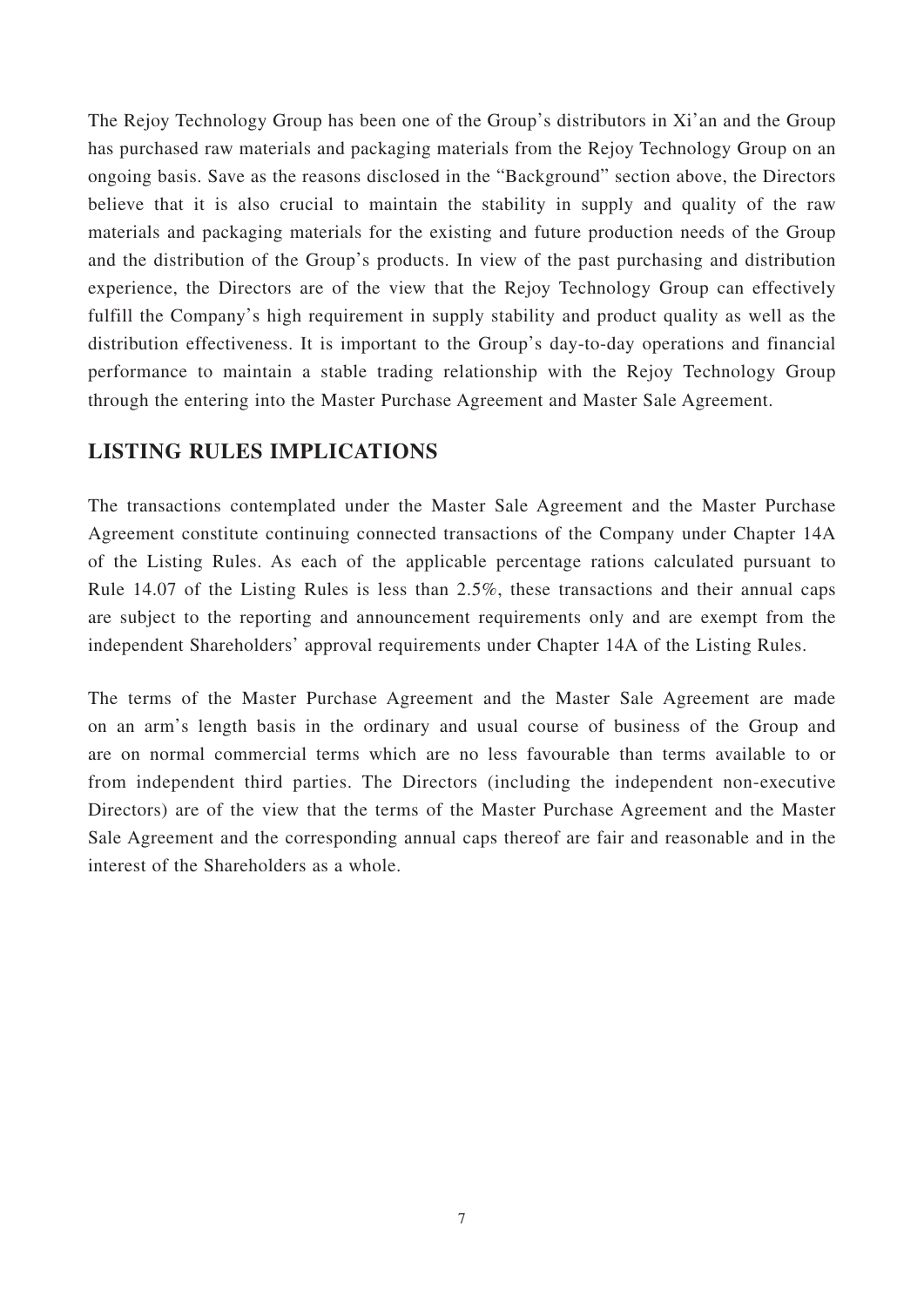The Rejoy Technology Group has been one of the Group's distributors in Xi'an and the Group has purchased raw materials and packaging materials from the Rejoy Technology Group on an ongoing basis. Save as the reasons disclosed in the "Background" section above, the Directors believe that it is also crucial to maintain the stability in supply and quality of the raw materials and packaging materials for the existing and future production needs of the Group and the distribution of the Group's products. In view of the past purchasing and distribution experience, the Directors are of the view that the Rejoy Technology Group can effectively fulfill the Company's high requirement in supply stability and product quality as well as the distribution effectiveness. It is important to the Group's day-to-day operations and financial performance to maintain a stable trading relationship with the Rejoy Technology Group through the entering into the Master Purchase Agreement and Master Sale Agreement.

## LISTING RULES IMPLICATIONS

The transactions contemplated under the Master Sale Agreement and the Master Purchase Agreement constitute continuing connected transactions of the Company under Chapter 14A of the Listing Rules. As each of the applicable percentage rations calculated pursuant to Rule 14.07 of the Listing Rules is less than 2.5%, these transactions and their annual caps are subject to the reporting and announcement requirements only and are exempt from the independent Shareholders' approval requirements under Chapter 14A of the Listing Rules.

The terms of the Master Purchase Agreement and the Master Sale Agreement are made on an arm's length basis in the ordinary and usual course of business of the Group and are on normal commercial terms which are no less favourable than terms available to or from independent third parties. The Directors (including the independent non-executive Directors) are of the view that the terms of the Master Purchase Agreement and the Master Sale Agreement and the corresponding annual caps thereof are fair and reasonable and in the interest of the Shareholders as a whole.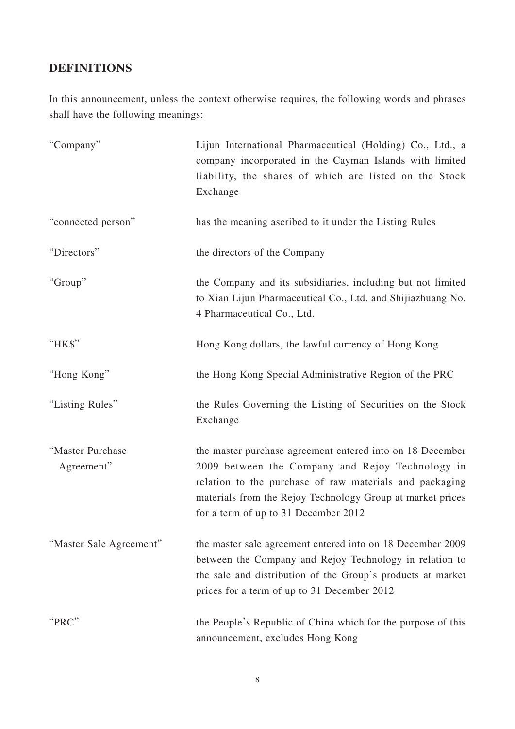## DEFINITIONS

In this announcement, unless the context otherwise requires, the following words and phrases shall have the following meanings:

| | |
|---|---|
| "Company" | Lijun International Pharmaceutical (Holding) Co., Ltd., a company incorporated in the Cayman Islands with limited liability, the shares of which are listed on the Stock Exchange |
| "connected person" | has the meaning ascribed to it under the Listing Rules |
| "Directors" | the directors of the Company |
| "Group" | the Company and its subsidiaries, including but not limited to Xian Lijun Pharmaceutical Co., Ltd. and Shijiazhuang No. 4 Pharmaceutical Co., Ltd. |
| "HK$" | Hong Kong dollars, the lawful currency of Hong Kong |
| "Hong Kong" | the Hong Kong Special Administrative Region of the PRC |
| "Listing Rules" | the Rules Governing the Listing of Securities on the Stock Exchange |
| "Master Purchase Agreement" | the master purchase agreement entered into on 18 December 2009 between the Company and Rejoy Technology in relation to the purchase of raw materials and packaging materials from the Rejoy Technology Group at market prices for a term of up to 31 December 2012 |
| "Master Sale Agreement" | the master sale agreement entered into on 18 December 2009 between the Company and Rejoy Technology in relation to the sale and distribution of the Group's products at market prices for a term of up to 31 December 2012 |
| "PRC" | the People's Republic of China which for the purpose of this announcement, excludes Hong Kong |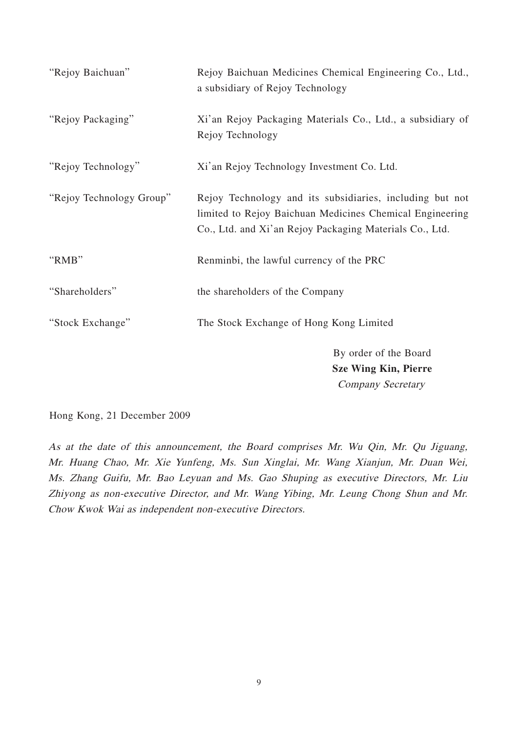| | |
|---|---|
| "Rejoy Baichuan" | Rejoy Baichuan Medicines Chemical Engineering Co., Ltd., a subsidiary of Rejoy Technology |
| "Rejoy Packaging" | Xi'an Rejoy Packaging Materials Co., Ltd., a subsidiary of Rejoy Technology |
| "Rejoy Technology" | Xi'an Rejoy Technology Investment Co. Ltd. |
| "Rejoy Technology Group" | Rejoy Technology and its subsidiaries, including but not limited to Rejoy Baichuan Medicines Chemical Engineering Co., Ltd. and Xi'an Rejoy Packaging Materials Co., Ltd. |
| "RMB" | Renminbi, the lawful currency of the PRC |
| "Shareholders" | the shareholders of the Company |
| "Stock Exchange" | The Stock Exchange of Hong Kong Limited |

By order of the Board
**Sze Wing Kin, Pierre**
*Company Secretary*

Hong Kong, 21 December 2009

*As at the date of this announcement, the Board comprises Mr. Wu Qin, Mr. Qu Jiguang, Mr. Huang Chao, Mr. Xie Yunfeng, Ms. Sun Xinglai, Mr. Wang Xianjun, Mr. Duan Wei, Ms. Zhang Guifu, Mr. Bao Leyuan and Ms. Gao Shuping as executive Directors, Mr. Liu Zhiyong as non-executive Director, and Mr. Wang Yibing, Mr. Leung Chong Shun and Mr. Chow Kwok Wai as independent non-executive Directors.*